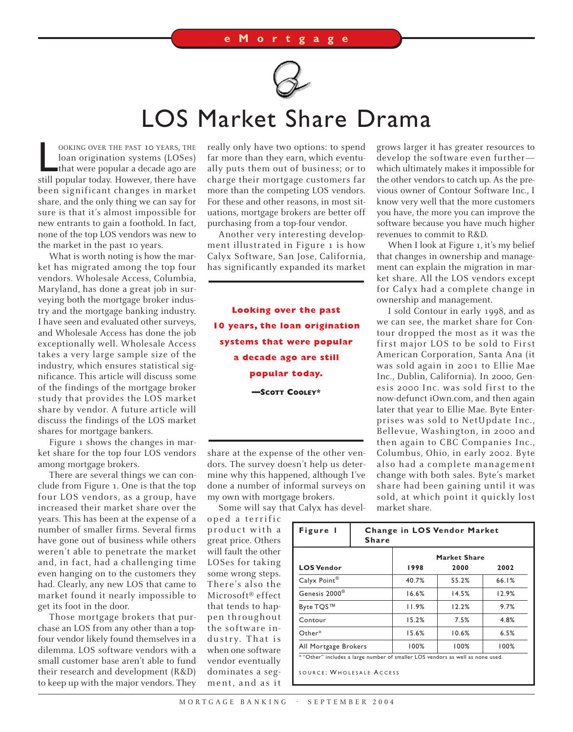eMortgage

# LOS Market Share Drama

Looking over the past 10 years, the loan origination systems (LOSes) that were popular a decade ago are still popular today. However, there have been significant changes in market share, and the only thing we can say for sure is that it's almost impossible for new entrants to gain a foothold. In fact, none of the top LOS vendors was new to the market in the past 10 years.

What is worth noting is how the market has migrated among the top four vendors. Wholesale Access, Columbia, Maryland, has done a great job in surveying both the mortgage broker industry and the mortgage banking industry. I have seen and evaluated other surveys, and Wholesale Access has done the job exceptionally well. Wholesale Access takes a very large sample size of the industry, which ensures statistical significance. This article will discuss some of the findings of the mortgage broker study that provides the LOS market share by vendor. A future article will discuss the findings of the LOS market shares for mortgage bankers.

Figure 1 shows the changes in market share for the top four LOS vendors among mortgage brokers.

There are several things we can conclude from Figure 1. One is that the top four LOS vendors, as a group, have increased their market share over the years. This has been at the expense of a number of smaller firms. Several firms have gone out of business while others weren't able to penetrate the market and, in fact, had a challenging time even hanging on to the customers they had. Clearly, any new LOS that came to market found it nearly impossible to get its foot in the door.

Those mortgage brokers that purchase an LOS from any other than a top-four vendor likely found themselves in a dilemma. LOS software vendors with a small customer base aren't able to fund their research and development (R&D) to keep up with the major vendors. They really only have two options: to spend far more than they earn, which eventually puts them out of business; or to charge their mortgage customers far more than the competing LOS vendors. For these and other reasons, in most situations, mortgage brokers are better off purchasing from a top-four vendor.

Another very interesting development illustrated in Figure 1 is how Calyx Software, San Jose, California, has significantly expanded its market share at the expense of the other vendors. The survey doesn't help us determine why this happened, although I've done a number of informal surveys on my own with mortgage brokers.

> **Looking over the past 10 years, the loan origination systems that were popular a decade ago are still popular today.**
>
> —Scott Cooley*

Some will say that Calyx has developed a terrific product with a great price. Others will fault the other LOSes for taking some wrong steps. There's also the Microsoft® effect that tends to happen throughout the software industry. That is when one software vendor eventually dominates a segment, and as it grows larger it has greater resources to develop the software even further—which ultimately makes it impossible for the other vendors to catch up. As the previous owner of Contour Software Inc., I know very well that the more customers you have, the more you can improve the software because you have much higher revenues to commit to R&D.

When I look at Figure 1, it's my belief that changes in ownership and management can explain the migration in market share. All the LOS vendors except for Calyx had a complete change in ownership and management.

I sold Contour in early 1998, and as we can see, the market share for Contour dropped the most as it was the first major LOS to be sold to First American Corporation, Santa Ana (it was sold again in 2001 to Ellie Mae Inc., Dublin, California). In 2000, Genesis 2000 Inc. was sold first to the now-defunct iOwn.com, and then again later that year to Ellie Mae. Byte Enterprises was sold to NetUpdate Inc., Bellevue, Washington, in 2000 and then again to CBC Companies Inc., Columbus, Ohio, in early 2002. Byte also had a complete management change with both sales. Byte's market share had been gaining until it was sold, at which point it quickly lost market share.

**Figure 1 — Change in LOS Vendor Market Share**

| LOS Vendor | Market Share 1998 | 2000 | 2002 |
|---|---|---|---|
| Calyx Point® | 40.7% | 55.2% | 66.1% |
| Genesis 2000® | 16.6% | 14.5% | 12.9% |
| Byte TQS™ | 11.9% | 12.2% | 9.7% |
| Contour | 15.2% | 7.5% | 4.8% |
| Other* | 15.6% | 10.6% | 6.5% |
| All Mortgage Brokers | 100% | 100% | 100% |

* "Other" includes a large number of smaller LOS vendors as well as none used.

Source: Wholesale Access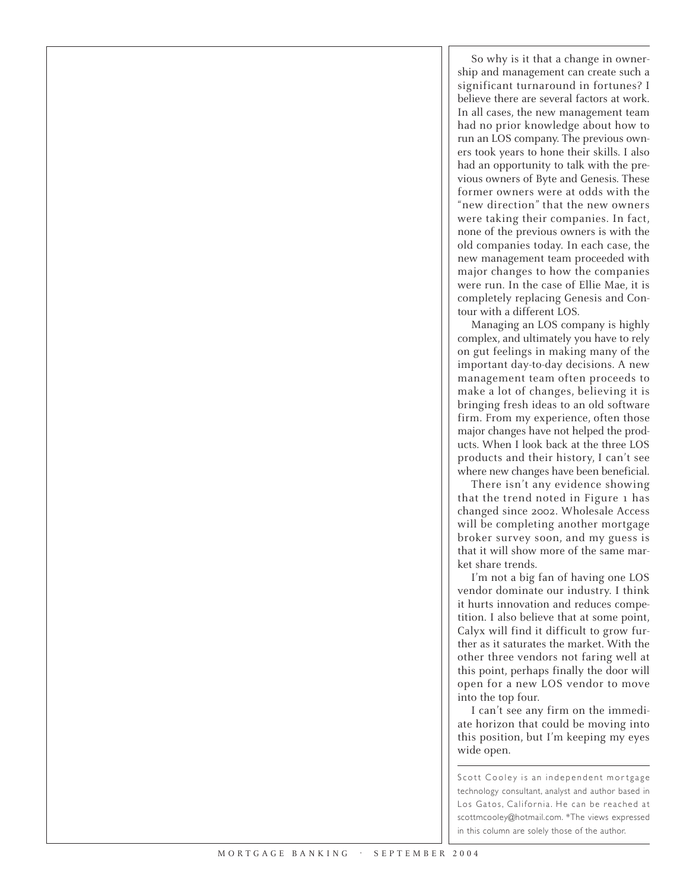So why is it that a change in ownership and management can create such a significant turnaround in fortunes? I believe there are several factors at work. In all cases, the new management team had no prior knowledge about how to run an LOS company. The previous owners took years to hone their skills. I also had an opportunity to talk with the previous owners of Byte and Genesis. These former owners were at odds with the "new direction" that the new owners were taking their companies. In fact, none of the previous owners is with the old companies today. In each case, the new management team proceeded with major changes to how the companies were run. In the case of Ellie Mae, it is completely replacing Genesis and Contour with a different LOS.

Managing an LOS company is highly complex, and ultimately you have to rely on gut feelings in making many of the important day-to-day decisions. A new management team often proceeds to make a lot of changes, believing it is bringing fresh ideas to an old software firm. From my experience, often those major changes have not helped the products. When I look back at the three LOS products and their history, I can't see where new changes have been beneficial.

There isn't any evidence showing that the trend noted in Figure 1 has changed since 2002. Wholesale Access will be completing another mortgage broker survey soon, and my guess is that it will show more of the same market share trends.

I'm not a big fan of having one LOS vendor dominate our industry. I think it hurts innovation and reduces competition. I also believe that at some point, Calyx will find it difficult to grow further as it saturates the market. With the other three vendors not faring well at this point, perhaps finally the door will open for a new LOS vendor to move into the top four.

I can't see any firm on the immediate horizon that could be moving into this position, but I'm keeping my eyes wide open.

---

Scott Cooley is an independent mortgage technology consultant, analyst and author based in Los Gatos, California. He can be reached at scottmcooley@hotmail.com. *The views expressed in this column are solely those of the author.